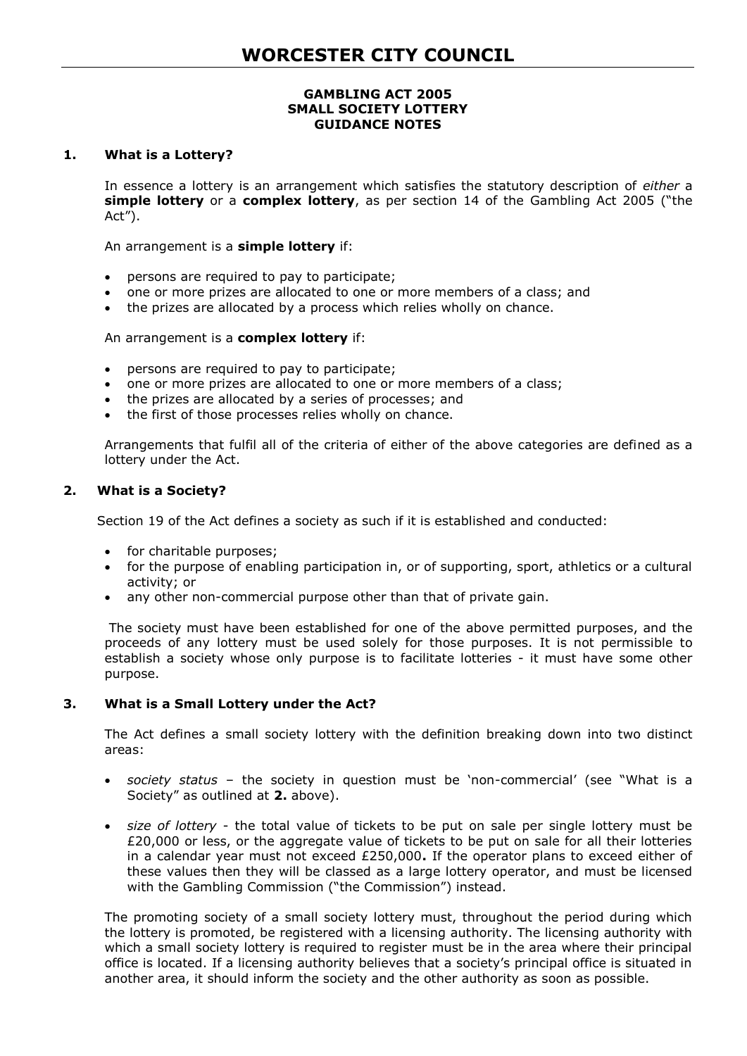# WORCESTER CITY COUNCIL

**GAMBLING ACT 2005**
**SMALL SOCIETY LOTTERY**
**GUIDANCE NOTES**

## 1. What is a Lottery?

In essence a lottery is an arrangement which satisfies the statutory description of *either* a **simple lottery** or a **complex lottery**, as per section 14 of the Gambling Act 2005 ("the Act").

An arrangement is a **simple lottery** if:

- persons are required to pay to participate;
- one or more prizes are allocated to one or more members of a class; and
- the prizes are allocated by a process which relies wholly on chance.

An arrangement is a **complex lottery** if:

- persons are required to pay to participate;
- one or more prizes are allocated to one or more members of a class;
- the prizes are allocated by a series of processes; and
- the first of those processes relies wholly on chance.

Arrangements that fulfil all of the criteria of either of the above categories are defined as a lottery under the Act.

## 2. What is a Society?

Section 19 of the Act defines a society as such if it is established and conducted:

- for charitable purposes;
- for the purpose of enabling participation in, or of supporting, sport, athletics or a cultural activity; or
- any other non-commercial purpose other than that of private gain.

The society must have been established for one of the above permitted purposes, and the proceeds of any lottery must be used solely for those purposes. It is not permissible to establish a society whose only purpose is to facilitate lotteries - it must have some other purpose.

## 3. What is a Small Lottery under the Act?

The Act defines a small society lottery with the definition breaking down into two distinct areas:

- *society status* – the society in question must be 'non-commercial' (see "What is a Society" as outlined at **2.** above).
- *size of lottery* - the total value of tickets to be put on sale per single lottery must be £20,000 or less, or the aggregate value of tickets to be put on sale for all their lotteries in a calendar year must not exceed £250,000**.** If the operator plans to exceed either of these values then they will be classed as a large lottery operator, and must be licensed with the Gambling Commission ("the Commission") instead.

The promoting society of a small society lottery must, throughout the period during which the lottery is promoted, be registered with a licensing authority. The licensing authority with which a small society lottery is required to register must be in the area where their principal office is located. If a licensing authority believes that a society's principal office is situated in another area, it should inform the society and the other authority as soon as possible.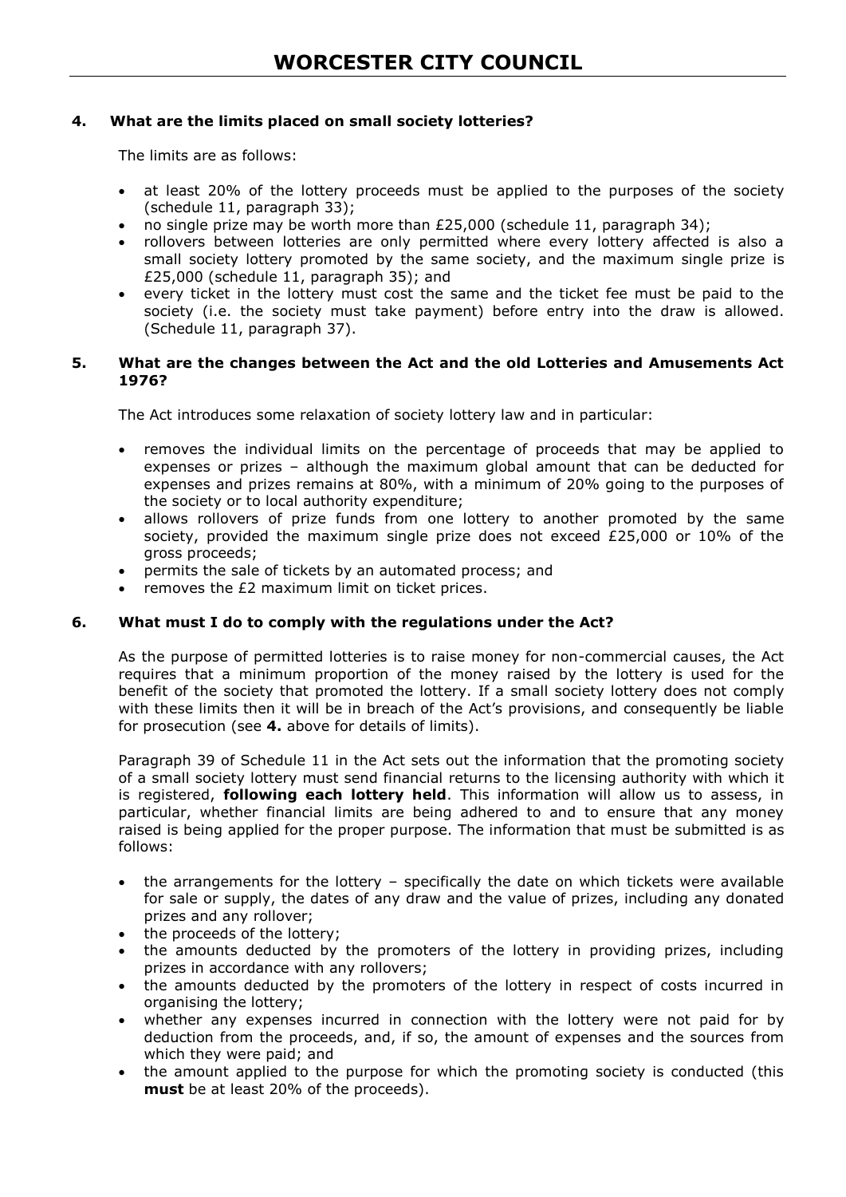### 4. What are the limits placed on small society lotteries?

The limits are as follows:

- at least 20% of the lottery proceeds must be applied to the purposes of the society (schedule 11, paragraph 33);
- no single prize may be worth more than £25,000 (schedule 11, paragraph 34);
- rollovers between lotteries are only permitted where every lottery affected is also a small society lottery promoted by the same society, and the maximum single prize is £25,000 (schedule 11, paragraph 35); and
- every ticket in the lottery must cost the same and the ticket fee must be paid to the society (i.e. the society must take payment) before entry into the draw is allowed. (Schedule 11, paragraph 37).

### 5. What are the changes between the Act and the old Lotteries and Amusements Act 1976?

The Act introduces some relaxation of society lottery law and in particular:

- removes the individual limits on the percentage of proceeds that may be applied to expenses or prizes – although the maximum global amount that can be deducted for expenses and prizes remains at 80%, with a minimum of 20% going to the purposes of the society or to local authority expenditure;
- allows rollovers of prize funds from one lottery to another promoted by the same society, provided the maximum single prize does not exceed £25,000 or 10% of the gross proceeds;
- permits the sale of tickets by an automated process; and
- removes the £2 maximum limit on ticket prices.

### 6. What must I do to comply with the regulations under the Act?

As the purpose of permitted lotteries is to raise money for non-commercial causes, the Act requires that a minimum proportion of the money raised by the lottery is used for the benefit of the society that promoted the lottery. If a small society lottery does not comply with these limits then it will be in breach of the Act's provisions, and consequently be liable for prosecution (see **4.** above for details of limits).

Paragraph 39 of Schedule 11 in the Act sets out the information that the promoting society of a small society lottery must send financial returns to the licensing authority with which it is registered, **following each lottery held**. This information will allow us to assess, in particular, whether financial limits are being adhered to and to ensure that any money raised is being applied for the proper purpose. The information that must be submitted is as follows:

- the arrangements for the lottery – specifically the date on which tickets were available for sale or supply, the dates of any draw and the value of prizes, including any donated prizes and any rollover;
- the proceeds of the lottery;
- the amounts deducted by the promoters of the lottery in providing prizes, including prizes in accordance with any rollovers;
- the amounts deducted by the promoters of the lottery in respect of costs incurred in organising the lottery;
- whether any expenses incurred in connection with the lottery were not paid for by deduction from the proceeds, and, if so, the amount of expenses and the sources from which they were paid; and
- the amount applied to the purpose for which the promoting society is conducted (this **must** be at least 20% of the proceeds).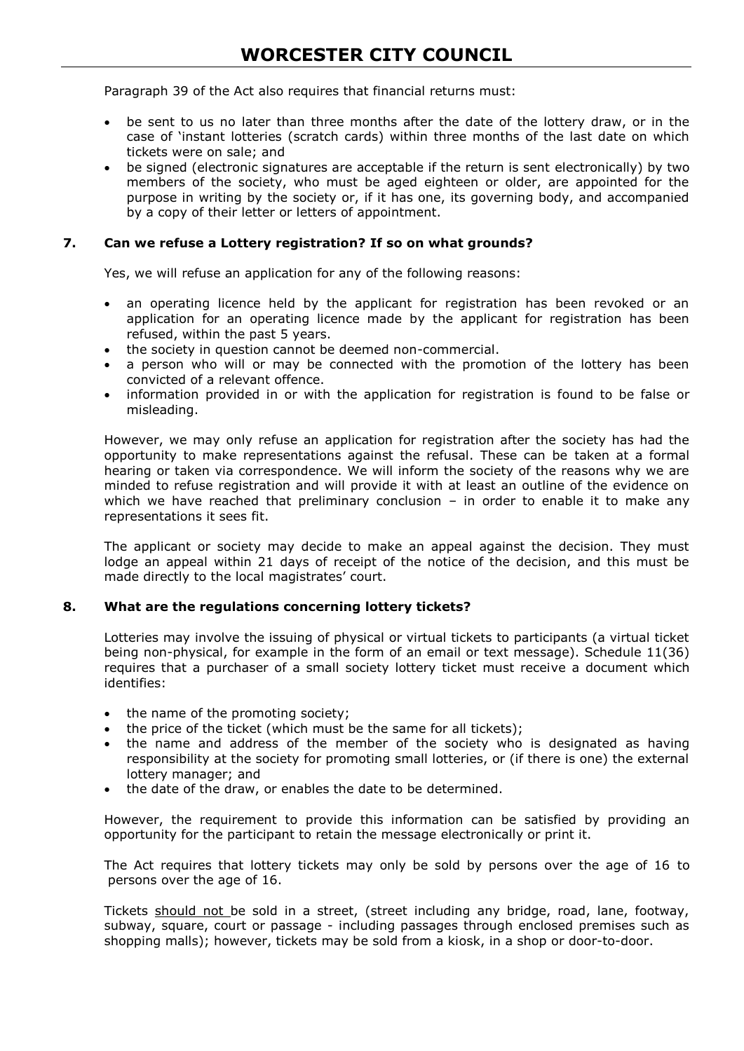Paragraph 39 of the Act also requires that financial returns must:

- be sent to us no later than three months after the date of the lottery draw, or in the case of 'instant lotteries (scratch cards) within three months of the last date on which tickets were on sale; and
- be signed (electronic signatures are acceptable if the return is sent electronically) by two members of the society, who must be aged eighteen or older, are appointed for the purpose in writing by the society or, if it has one, its governing body, and accompanied by a copy of their letter or letters of appointment.

### 7. Can we refuse a Lottery registration? If so on what grounds?

Yes, we will refuse an application for any of the following reasons:

- an operating licence held by the applicant for registration has been revoked or an application for an operating licence made by the applicant for registration has been refused, within the past 5 years.
- the society in question cannot be deemed non-commercial.
- a person who will or may be connected with the promotion of the lottery has been convicted of a relevant offence.
- information provided in or with the application for registration is found to be false or misleading.

However, we may only refuse an application for registration after the society has had the opportunity to make representations against the refusal. These can be taken at a formal hearing or taken via correspondence. We will inform the society of the reasons why we are minded to refuse registration and will provide it with at least an outline of the evidence on which we have reached that preliminary conclusion – in order to enable it to make any representations it sees fit.

The applicant or society may decide to make an appeal against the decision. They must lodge an appeal within 21 days of receipt of the notice of the decision, and this must be made directly to the local magistrates' court.

### 8. What are the regulations concerning lottery tickets?

Lotteries may involve the issuing of physical or virtual tickets to participants (a virtual ticket being non-physical, for example in the form of an email or text message). Schedule 11(36) requires that a purchaser of a small society lottery ticket must receive a document which identifies:

- the name of the promoting society;
- the price of the ticket (which must be the same for all tickets);
- the name and address of the member of the society who is designated as having responsibility at the society for promoting small lotteries, or (if there is one) the external lottery manager; and
- the date of the draw, or enables the date to be determined.

However, the requirement to provide this information can be satisfied by providing an opportunity for the participant to retain the message electronically or print it.

The Act requires that lottery tickets may only be sold by persons over the age of 16 to persons over the age of 16.

Tickets <u>should not</u> be sold in a street, (street including any bridge, road, lane, footway, subway, square, court or passage - including passages through enclosed premises such as shopping malls); however, tickets may be sold from a kiosk, in a shop or door-to-door.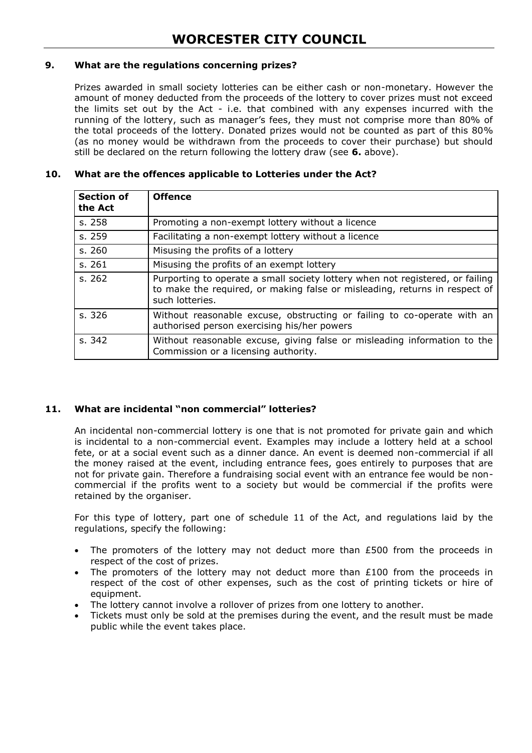### 9. What are the regulations concerning prizes?

Prizes awarded in small society lotteries can be either cash or non-monetary. However the amount of money deducted from the proceeds of the lottery to cover prizes must not exceed the limits set out by the Act - i.e. that combined with any expenses incurred with the running of the lottery, such as manager's fees, they must not comprise more than 80% of the total proceeds of the lottery. Donated prizes would not be counted as part of this 80% (as no money would be withdrawn from the proceeds to cover their purchase) but should still be declared on the return following the lottery draw (see **6.** above).

### 10. What are the offences applicable to Lotteries under the Act?

| Section of the Act | Offence |
|---|---|
| s. 258 | Promoting a non-exempt lottery without a licence |
| s. 259 | Facilitating a non-exempt lottery without a licence |
| s. 260 | Misusing the profits of a lottery |
| s. 261 | Misusing the profits of an exempt lottery |
| s. 262 | Purporting to operate a small society lottery when not registered, or failing to make the required, or making false or misleading, returns in respect of such lotteries. |
| s. 326 | Without reasonable excuse, obstructing or failing to co-operate with an authorised person exercising his/her powers |
| s. 342 | Without reasonable excuse, giving false or misleading information to the Commission or a licensing authority. |

### 11. What are incidental "non commercial" lotteries?

An incidental non-commercial lottery is one that is not promoted for private gain and which is incidental to a non-commercial event. Examples may include a lottery held at a school fete, or at a social event such as a dinner dance. An event is deemed non-commercial if all the money raised at the event, including entrance fees, goes entirely to purposes that are not for private gain. Therefore a fundraising social event with an entrance fee would be non-commercial if the profits went to a society but would be commercial if the profits were retained by the organiser.

For this type of lottery, part one of schedule 11 of the Act, and regulations laid by the regulations, specify the following:

- The promoters of the lottery may not deduct more than £500 from the proceeds in respect of the cost of prizes.
- The promoters of the lottery may not deduct more than £100 from the proceeds in respect of the cost of other expenses, such as the cost of printing tickets or hire of equipment.
- The lottery cannot involve a rollover of prizes from one lottery to another.
- Tickets must only be sold at the premises during the event, and the result must be made public while the event takes place.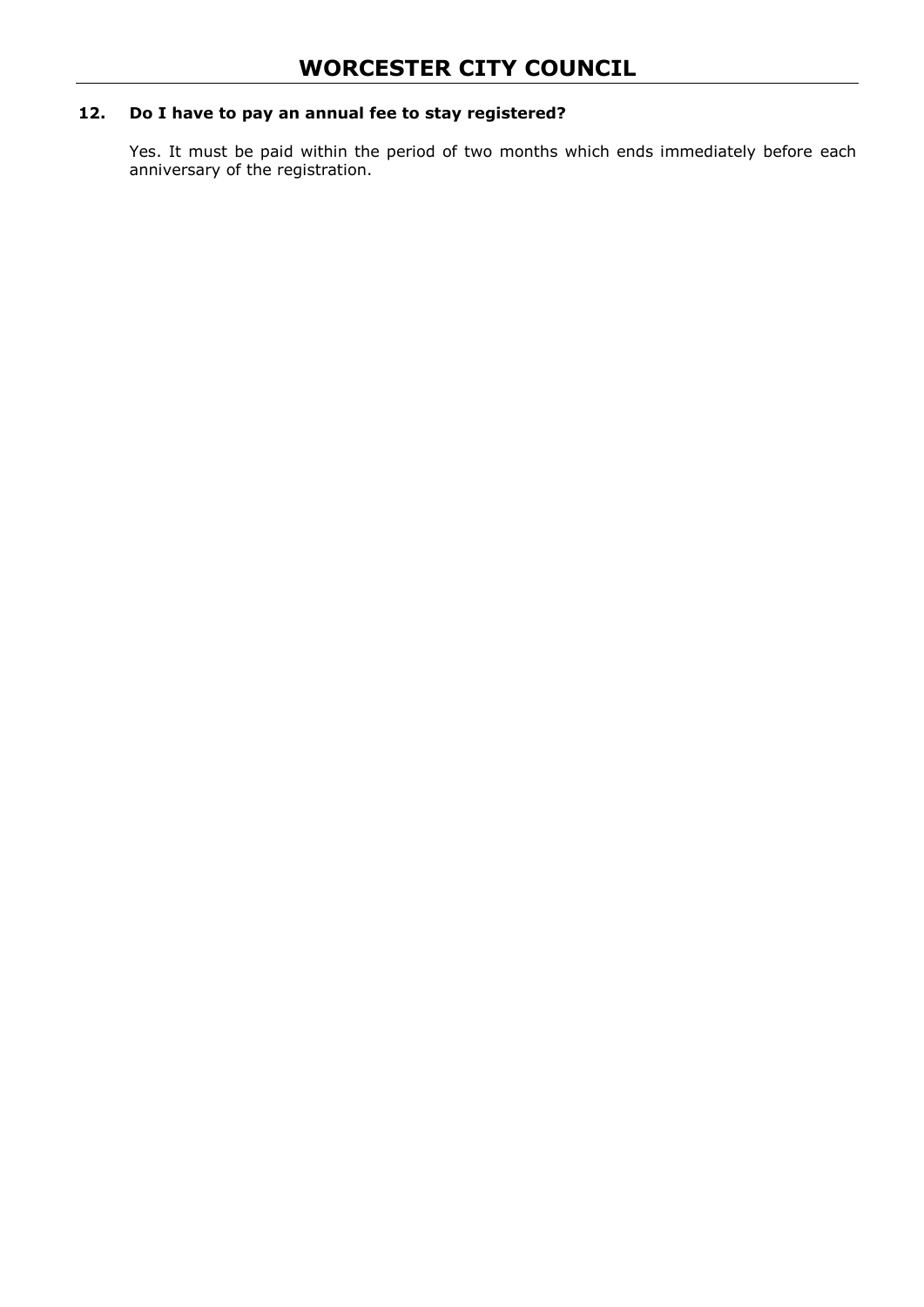### 12. Do I have to pay an annual fee to stay registered?

Yes. It must be paid within the period of two months which ends immediately before each anniversary of the registration.